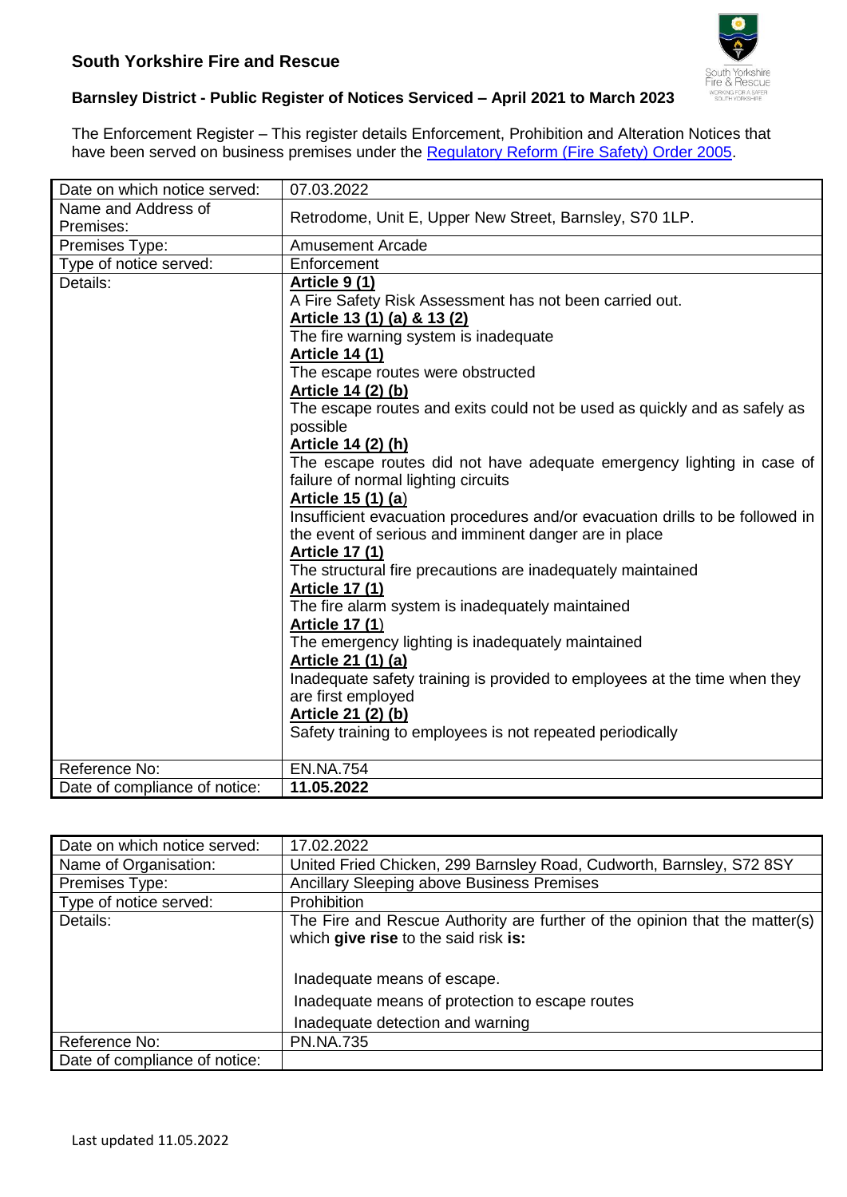## South Yorkshire Fire and Rescue

### Barnsley District - Public Register of Notices Serviced – April 2021 to March 2023

The Enforcement Register – This register details Enforcement, Prohibition and Alteration Notices that have been served on business premises under the Regulatory Reform (Fire Safety) Order 2005.

| | |
|---|---|
| Date on which notice served: | 07.03.2022 |
| Name and Address of Premises: | Retrodome, Unit E, Upper New Street, Barnsley, S70 1LP. |
| Premises Type: | Amusement Arcade |
| Type of notice served: | Enforcement |
| Details: | **Article 9 (1)**<br>A Fire Safety Risk Assessment has not been carried out.<br>**Article 13 (1) (a) & 13 (2)**<br>The fire warning system is inadequate<br>**Article 14 (1)**<br>The escape routes were obstructed<br>**Article 14 (2) (b)**<br>The escape routes and exits could not be used as quickly and as safely as possible<br>**Article 14 (2) (h)**<br>The escape routes did not have adequate emergency lighting in case of failure of normal lighting circuits<br>**Article 15 (1) (a)**<br>Insufficient evacuation procedures and/or evacuation drills to be followed in the event of serious and imminent danger are in place<br>**Article 17 (1)**<br>The structural fire precautions are inadequately maintained<br>**Article 17 (1)**<br>The fire alarm system is inadequately maintained<br>**Article 17 (1)**<br>The emergency lighting is inadequately maintained<br>**Article 21 (1) (a)**<br>Inadequate safety training is provided to employees at the time when they are first employed<br>**Article 21 (2) (b)**<br>Safety training to employees is not repeated periodically |
| Reference No: | EN.NA.754 |
| Date of compliance of notice: | **11.05.2022** |

| | |
|---|---|
| Date on which notice served: | 17.02.2022 |
| Name of Organisation: | United Fried Chicken, 299 Barnsley Road, Cudworth, Barnsley, S72 8SY |
| Premises Type: | Ancillary Sleeping above Business Premises |
| Type of notice served: | Prohibition |
| Details: | The Fire and Rescue Authority are further of the opinion that the matter(s) which **give rise** to the said risk **is:**<br><br>Inadequate means of escape.<br>Inadequate means of protection to escape routes<br>Inadequate detection and warning |
| Reference No: | PN.NA.735 |
| Date of compliance of notice: | |

Last updated 11.05.2022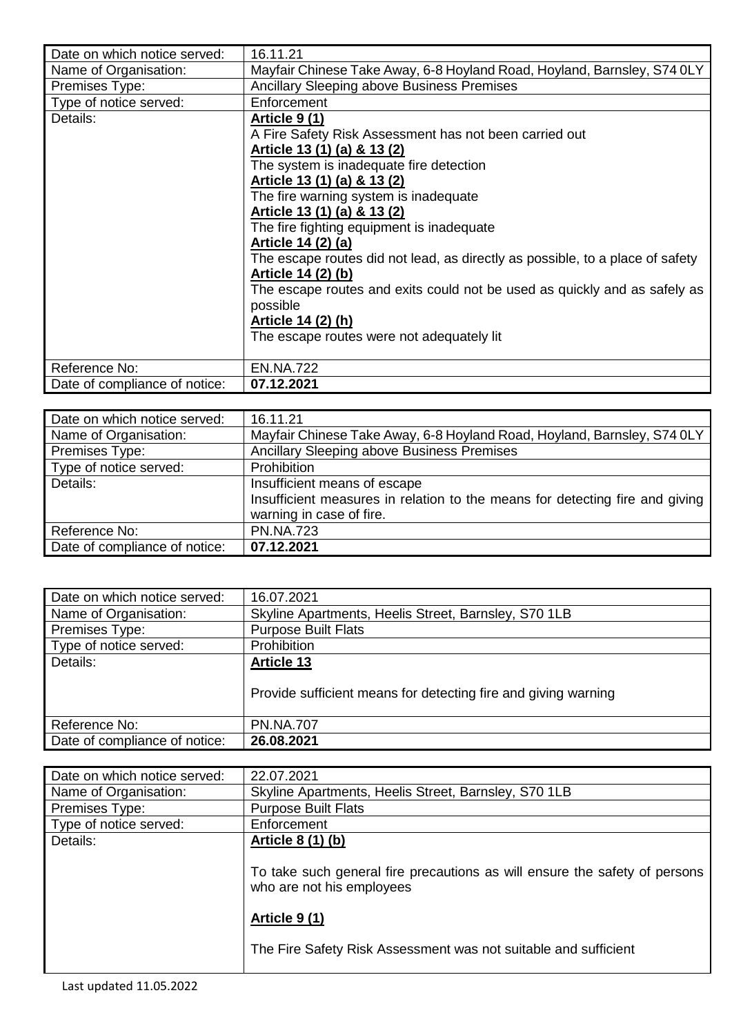| | |
|---|---|
| Date on which notice served: | 16.11.21 |
| Name of Organisation: | Mayfair Chinese Take Away, 6-8 Hoyland Road, Hoyland, Barnsley, S74 0LY |
| Premises Type: | Ancillary Sleeping above Business Premises |
| Type of notice served: | Enforcement |
| Details: | **Article 9 (1)**<br>A Fire Safety Risk Assessment has not been carried out<br>**Article 13 (1) (a) & 13 (2)**<br>The system is inadequate fire detection<br>**Article 13 (1) (a) & 13 (2)**<br>The fire warning system is inadequate<br>**Article 13 (1) (a) & 13 (2)**<br>The fire fighting equipment is inadequate<br>**Article 14 (2) (a)**<br>The escape routes did not lead, as directly as possible, to a place of safety<br>**Article 14 (2) (b)**<br>The escape routes and exits could not be used as quickly and as safely as possible<br>**Article 14 (2) (h)**<br>The escape routes were not adequately lit |
| Reference No: | EN.NA.722 |
| Date of compliance of notice: | **07.12.2021** |

| | |
|---|---|
| Date on which notice served: | 16.11.21 |
| Name of Organisation: | Mayfair Chinese Take Away, 6-8 Hoyland Road, Hoyland, Barnsley, S74 0LY |
| Premises Type: | Ancillary Sleeping above Business Premises |
| Type of notice served: | Prohibition |
| Details: | Insufficient means of escape<br>Insufficient measures in relation to the means for detecting fire and giving warning in case of fire. |
| Reference No: | PN.NA.723 |
| Date of compliance of notice: | **07.12.2021** |

| | |
|---|---|
| Date on which notice served: | 16.07.2021 |
| Name of Organisation: | Skyline Apartments, Heelis Street, Barnsley, S70 1LB |
| Premises Type: | Purpose Built Flats |
| Type of notice served: | Prohibition |
| Details: | **Article 13**<br>Provide sufficient means for detecting fire and giving warning |
| Reference No: | PN.NA.707 |
| Date of compliance of notice: | **26.08.2021** |

| | |
|---|---|
| Date on which notice served: | 22.07.2021 |
| Name of Organisation: | Skyline Apartments, Heelis Street, Barnsley, S70 1LB |
| Premises Type: | Purpose Built Flats |
| Type of notice served: | Enforcement |
| Details: | **Article 8 (1) (b)**<br>To take such general fire precautions as will ensure the safety of persons who are not his employees<br>**Article 9 (1)**<br>The Fire Safety Risk Assessment was not suitable and sufficient |

Last updated 11.05.2022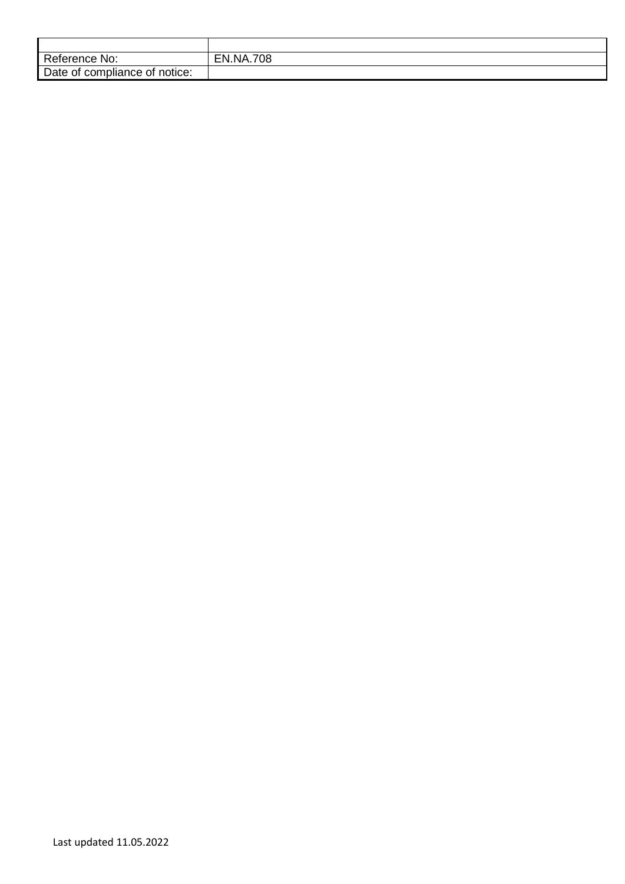| | |
|---|---|
| Reference No: | EN.NA.708 |
| Date of compliance of notice: | |